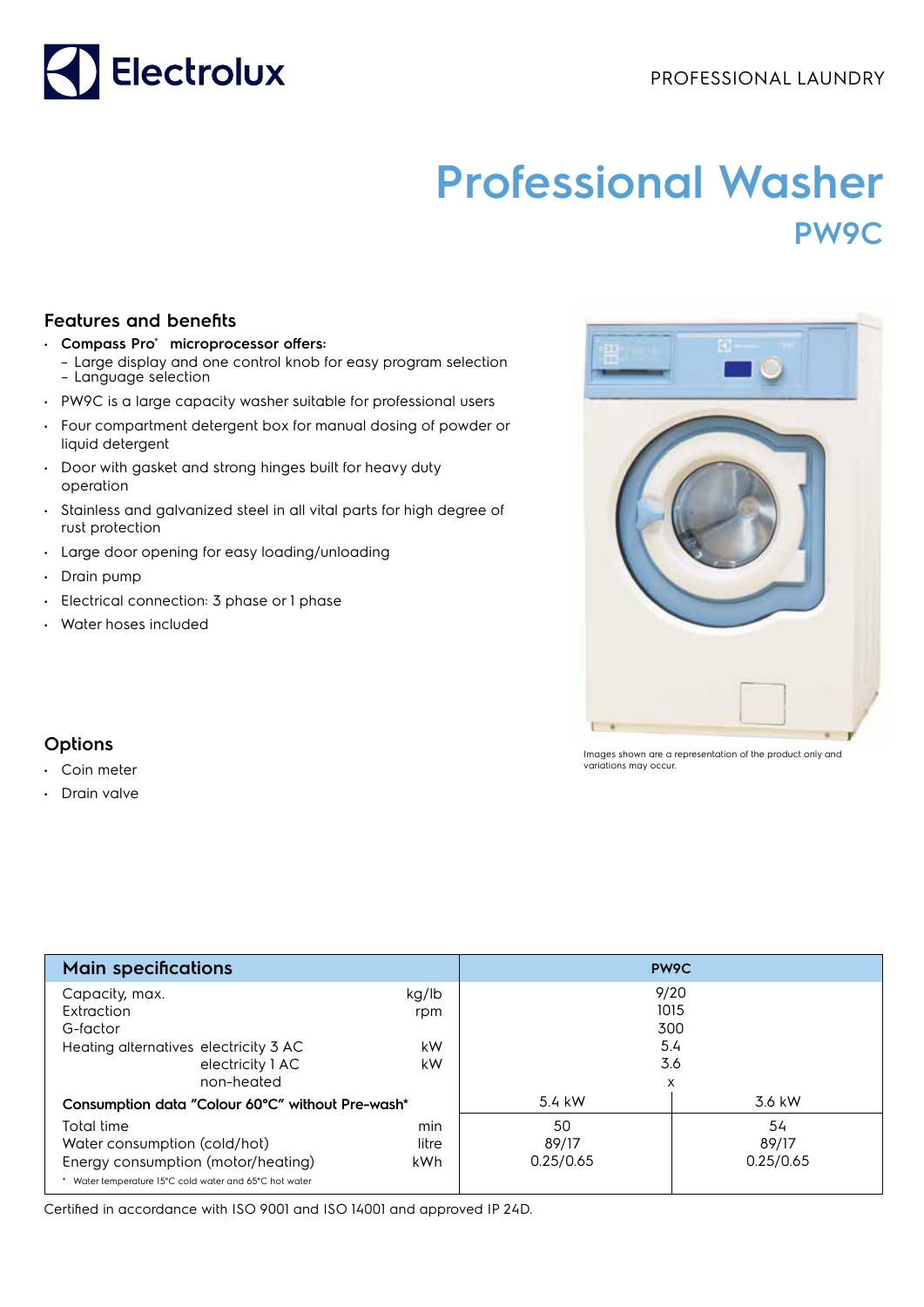PROFESSIONAL LAUNDRY

# Professional Washer

## PW9C

### Features and benefits

- **Compass Pro® microprocessor offers:**
  - Large display and one control knob for easy program selection
  - Language selection
- PW9C is a large capacity washer suitable for professional users
- Four compartment detergent box for manual dosing of powder or liquid detergent
- Door with gasket and strong hinges built for heavy duty operation
- Stainless and galvanized steel in all vital parts for high degree of rust protection
- Large door opening for easy loading/unloading
- Drain pump
- Electrical connection: 3 phase or 1 phase
- Water hoses included

Images shown are a representation of the product only and variations may occur.

### Options

- Coin meter
- Drain valve

| Main specifications | | PW9C | |
|---|---|---|---|
| Capacity, max. | kg/lb | 9/20 | |
| Extraction | rpm | 1015 | |
| G-factor | | 300 | |
| Heating alternatives electricity 3 AC | kW | 5.4 | |
| electricity 1 AC | kW | 3.6 | |
| non-heated | | x | |
| **Consumption data "Colour 60°C" without Pre-wash*** | | 5.4 kW | 3.6 kW |
| Total time | min | 50 | 54 |
| Water consumption (cold/hot) | litre | 89/17 | 89/17 |
| Energy consumption (motor/heating) | kWh | 0.25/0.65 | 0.25/0.65 |

\* Water temperature 15°C cold water and 65°C hot water

Certified in accordance with ISO 9001 and ISO 14001 and approved IP 24D.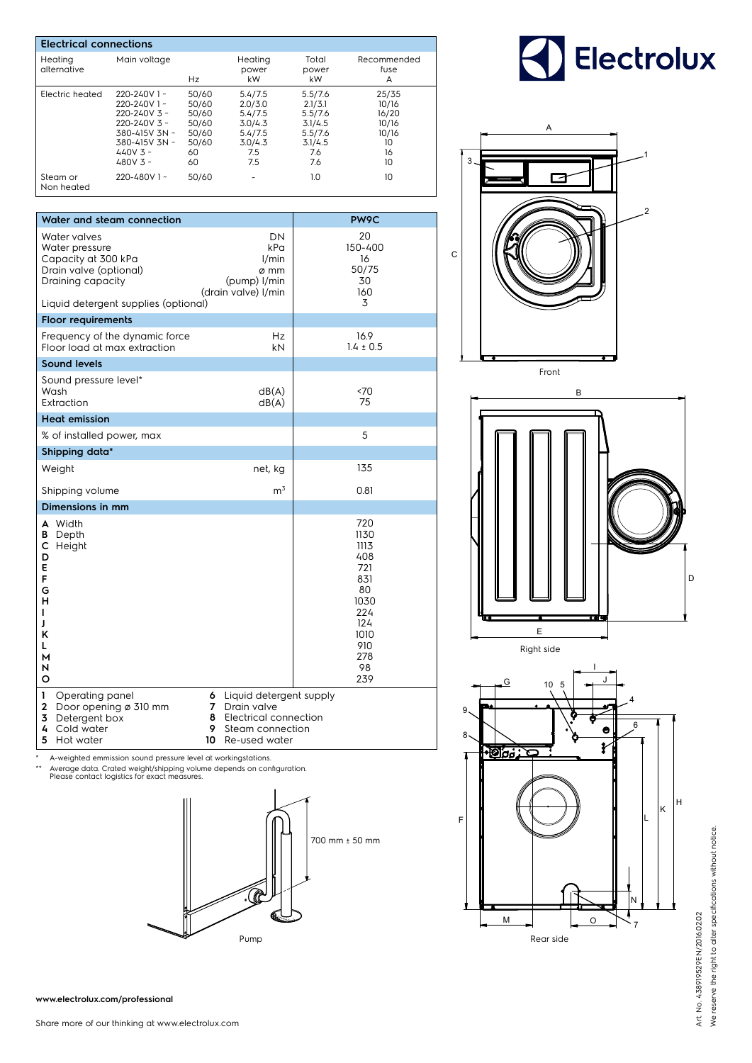| Electrical connections | | | | | |
|---|---|---|---|---|---|
| Heating alternative | Main voltage | Hz | Heating power kW | Total power kW | Recommended fuse A |
| Electric heated | 220-240V 1 ~ | 50/60 | 5.4/7.5 | 5.5/7.6 | 25/35 |
| | 220-240V 1 ~ | 50/60 | 2.0/3.0 | 2.1/3.1 | 10/16 |
| | 220-240V 3 ~ | 50/60 | 5.4/7.5 | 5.5/7.6 | 16/20 |
| | 220-240V 3 ~ | 50/60 | 3.0/4.3 | 3.1/4.5 | 10/16 |
| | 380-415V 3N ~ | 50/60 | 5.4/7.5 | 5.5/7.6 | 10/16 |
| | 380-415V 3N ~ | 50/60 | 3.0/4.3 | 3.1/4.5 | 10 |
| | 440V 3 ~ | 60 | 7.5 | 7.6 | 16 |
| | 480V 3 ~ | 60 | 7.5 | 7.6 | 10 |
| Steam or Non heated | 220-480V 1 ~ | 50/60 | - | 1.0 | 10 |

| Water and steam connection | | PW9C |
|---|---|---|
| Water valves | DN | 20 |
| Water pressure | kPa | 150-400 |
| Capacity at 300 kPa | l/min | 16 |
| Drain valve (optional) | ø mm | 50/75 |
| Draining capacity | (pump) l/min | 30 |
| | (drain valve) l/min | 160 |
| Liquid detergent supplies (optional) | | 3 |
| **Floor requirements** | | |
| Frequency of the dynamic force | Hz | 16.9 |
| Floor load at max extraction | kN | 1.4 ± 0.5 |
| **Sound levels** | | |
| Sound pressure level* | | |
| Wash | dB(A) | <70 |
| Extraction | dB(A) | 75 |
| **Heat emission** | | |
| % of installed power, max | | 5 |
| **Shipping data*** | | |
| Weight | net, kg | 135 |
| Shipping volume | $m^3$ | 0.81 |
| **Dimensions in mm** | | |
| **A** Width | | 720 |
| **B** Depth | | 1130 |
| **C** Height | | 1113 |
| **D** | | 408 |
| **E** | | 721 |
| **F** | | 831 |
| **G** | | 80 |
| **H** | | 1030 |
| **I** | | 224 |
| **J** | | 124 |
| **K** | | 1010 |
| **L** | | 910 |
| **M** | | 278 |
| **N** | | 98 |
| **O** | | 239 |

**1** Operating panel
**2** Door opening ø 310 mm
**3** Detergent box
**4** Cold water
**5** Hot water
**6** Liquid detergent supply
**7** Drain valve
**8** Electrical connection
**9** Steam connection
**10** Re-used water

\* A-weighted emmission sound pressure level at workingstations.

\*\* Average data. Crated weight/shipping volume depends on configuration. Please contact logistics for exact measures.

700 mm ± 50 mm

Pump

Front

Right side

Rear side

**www.electrolux.com/professional**

Share more of our thinking at www.electrolux.com

Art. No. 438919529EN/20160202

We reserve the right to alter specifications without notice.